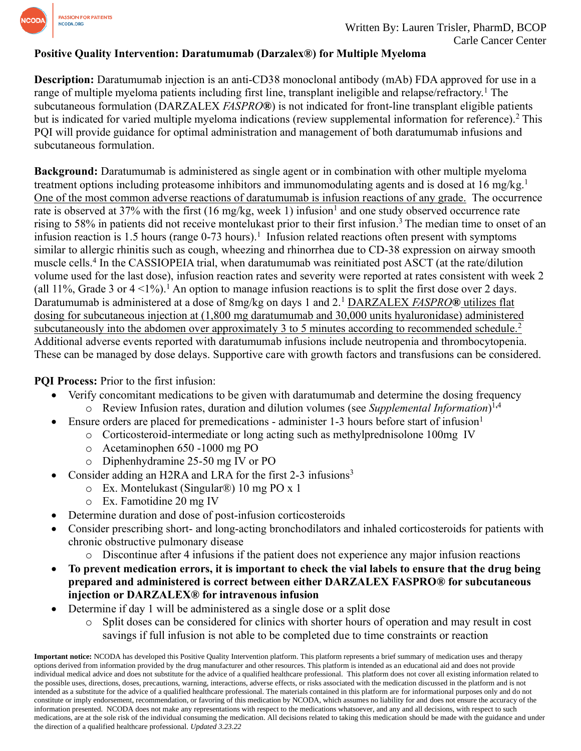Written By: Lauren Trisler, PharmD, BCOP
Carle Cancer Center

# Positive Quality Intervention: Daratumumab (Darzalex®) for Multiple Myeloma

**Description:** Daratumumab injection is an anti-CD38 monoclonal antibody (mAb) FDA approved for use in a range of multiple myeloma patients including first line, transplant ineligible and relapse/refractory.[1] The subcutaneous formulation (DARZALEX *FASPRO*®) is not indicated for front-line transplant eligible patients but is indicated for varied multiple myeloma indications (review supplemental information for reference).[2] This PQI will provide guidance for optimal administration and management of both daratumumab infusions and subcutaneous formulation.

**Background:** Daratumumab is administered as single agent or in combination with other multiple myeloma treatment options including proteasome inhibitors and immunomodulating agents and is dosed at 16 mg/kg.[1] <u>One of the most common adverse reactions of daratumumab is infusion reactions of any grade.</u> The occurrence rate is observed at 37% with the first (16 mg/kg, week 1) infusion[1] and one study observed occurrence rate rising to 58% in patients did not receive montelukast prior to their first infusion.[3] The median time to onset of an infusion reaction is 1.5 hours (range 0-73 hours).[1] Infusion related reactions often present with symptoms similar to allergic rhinitis such as cough, wheezing and rhinorrhea due to CD-38 expression on airway smooth muscle cells.[4] In the CASSIOPEIA trial, when daratumumab was reinitiated post ASCT (at the rate/dilution volume used for the last dose), infusion reaction rates and severity were reported at rates consistent with week 2 (all 11%, Grade 3 or 4 <1%).[1] An option to manage infusion reactions is to split the first dose over 2 days. Daratumumab is administered at a dose of 8mg/kg on days 1 and 2.[1] <u>DARZALEX *FASPRO*® utilizes flat dosing for subcutaneous injection at (1,800 mg daratumumab and 30,000 units hyaluronidase) administered subcutaneously into the abdomen over approximately 3 to 5 minutes according to recommended schedule.</u>[2] Additional adverse events reported with daratumumab infusions include neutropenia and thrombocytopenia. These can be managed by dose delays. Supportive care with growth factors and transfusions can be considered.

**PQI Process:** Prior to the first infusion:

- Verify concomitant medications to be given with daratumumab and determine the dosing frequency
  - Review Infusion rates, duration and dilution volumes (see *Supplemental Information*)[1,4]
- Ensure orders are placed for premedications - administer 1-3 hours before start of infusion[1]
  - Corticosteroid-intermediate or long acting such as methylprednisolone 100mg IV
  - Acetaminophen 650 -1000 mg PO
  - Diphenhydramine 25-50 mg IV or PO
- Consider adding an H2RA and LRA for the first 2-3 infusions[3]
  - Ex. Montelukast (Singular®) 10 mg PO x 1
  - Ex. Famotidine 20 mg IV
- Determine duration and dose of post-infusion corticosteroids
- Consider prescribing short- and long-acting bronchodilators and inhaled corticosteroids for patients with chronic obstructive pulmonary disease
  - Discontinue after 4 infusions if the patient does not experience any major infusion reactions
- **To prevent medication errors, it is important to check the vial labels to ensure that the drug being prepared and administered is correct between either DARZALEX FASPRO® for subcutaneous injection or DARZALEX® for intravenous infusion**
- Determine if day 1 will be administered as a single dose or a split dose
  - Split doses can be considered for clinics with shorter hours of operation and may result in cost savings if full infusion is not able to be completed due to time constraints or reaction

**Important notice:** NCODA has developed this Positive Quality Intervention platform. This platform represents a brief summary of medication uses and therapy options derived from information provided by the drug manufacturer and other resources. This platform is intended as an educational aid and does not provide individual medical advice and does not substitute for the advice of a qualified healthcare professional. This platform does not cover all existing information related to the possible uses, directions, doses, precautions, warning, interactions, adverse effects, or risks associated with the medication discussed in the platform and is not intended as a substitute for the advice of a qualified healthcare professional. The materials contained in this platform are for informational purposes only and do not constitute or imply endorsement, recommendation, or favoring of this medication by NCODA, which assumes no liability for and does not ensure the accuracy of the information presented. NCODA does not make any representations with respect to the medications whatsoever, and any and all decisions, with respect to such medications, are at the sole risk of the individual consuming the medication. All decisions related to taking this medication should be made with the guidance and under the direction of a qualified healthcare professional. *Updated 3.23.22*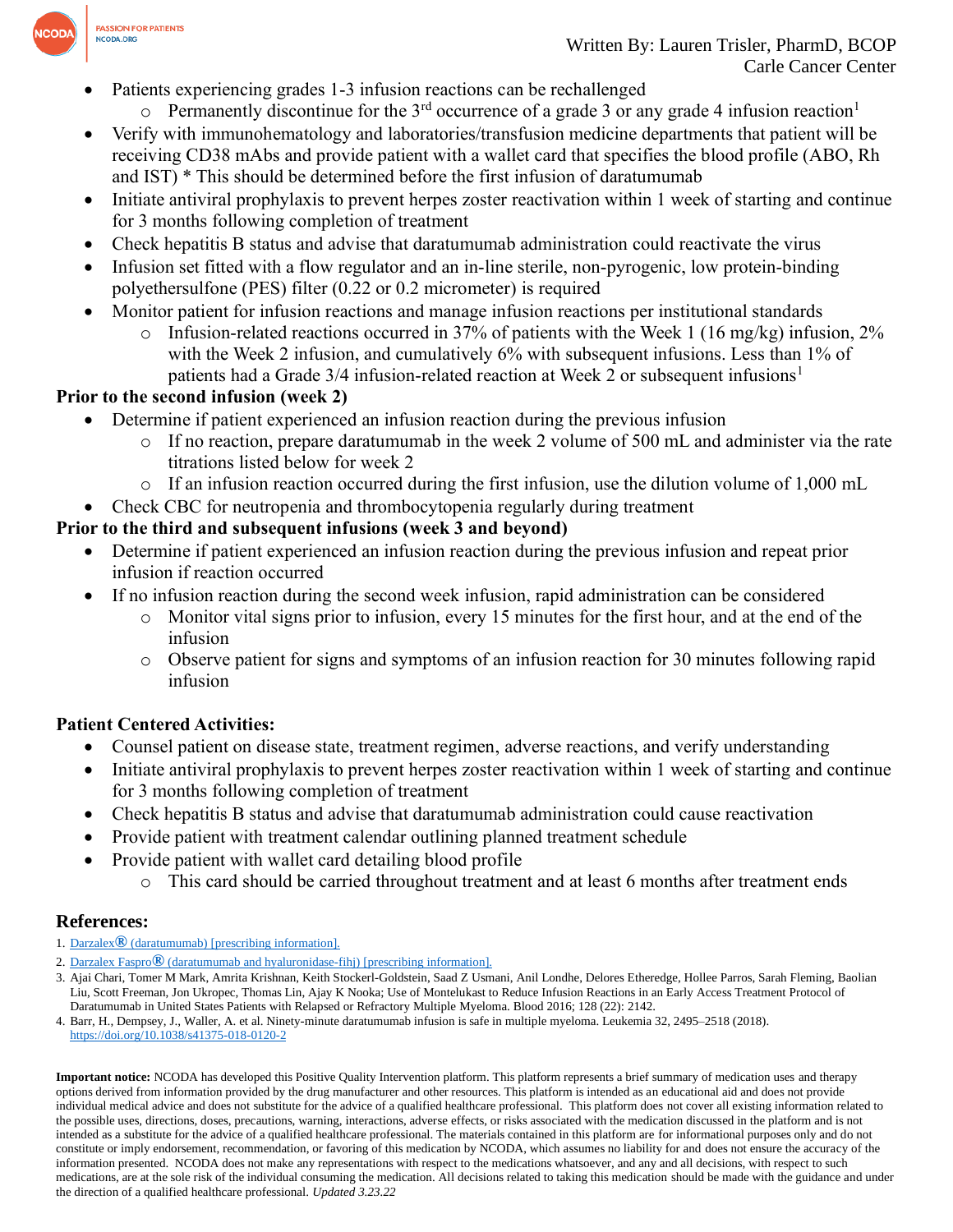- Patients experiencing grades 1-3 infusion reactions can be rechallenged
  - Permanently discontinue for the 3rd occurrence of a grade 3 or any grade 4 infusion reaction[1]
- Verify with immunohematology and laboratories/transfusion medicine departments that patient will be receiving CD38 mAbs and provide patient with a wallet card that specifies the blood profile (ABO, Rh and IST) * This should be determined before the first infusion of daratumumab
- Initiate antiviral prophylaxis to prevent herpes zoster reactivation within 1 week of starting and continue for 3 months following completion of treatment
- Check hepatitis B status and advise that daratumumab administration could reactivate the virus
- Infusion set fitted with a flow regulator and an in-line sterile, non-pyrogenic, low protein-binding polyethersulfone (PES) filter (0.22 or 0.2 micrometer) is required
- Monitor patient for infusion reactions and manage infusion reactions per institutional standards
  - Infusion-related reactions occurred in 37% of patients with the Week 1 (16 mg/kg) infusion, 2% with the Week 2 infusion, and cumulatively 6% with subsequent infusions. Less than 1% of patients had a Grade 3/4 infusion-related reaction at Week 2 or subsequent infusions[1]

**Prior to the second infusion (week 2)**

- Determine if patient experienced an infusion reaction during the previous infusion
  - If no reaction, prepare daratumumab in the week 2 volume of 500 mL and administer via the rate titrations listed below for week 2
  - If an infusion reaction occurred during the first infusion, use the dilution volume of 1,000 mL
- Check CBC for neutropenia and thrombocytopenia regularly during treatment

**Prior to the third and subsequent infusions (week 3 and beyond)**

- Determine if patient experienced an infusion reaction during the previous infusion and repeat prior infusion if reaction occurred
- If no infusion reaction during the second week infusion, rapid administration can be considered
  - Monitor vital signs prior to infusion, every 15 minutes for the first hour, and at the end of the infusion
  - Observe patient for signs and symptoms of an infusion reaction for 30 minutes following rapid infusion

**Patient Centered Activities:**

- Counsel patient on disease state, treatment regimen, adverse reactions, and verify understanding
- Initiate antiviral prophylaxis to prevent herpes zoster reactivation within 1 week of starting and continue for 3 months following completion of treatment
- Check hepatitis B status and advise that daratumumab administration could cause reactivation
- Provide patient with treatment calendar outlining planned treatment schedule
- Provide patient with wallet card detailing blood profile
  - This card should be carried throughout treatment and at least 6 months after treatment ends

## References:

1. Darzalex® (daratumumab) [prescribing information].
2. Darzalex Faspro® (daratumumab and hyaluronidase-fihj) [prescribing information].
3. Ajai Chari, Tomer M Mark, Amrita Krishnan, Keith Stockerl-Goldstein, Saad Z Usmani, Anil Londhe, Delores Etheredge, Hollee Parros, Sarah Fleming, Baolian Liu, Scott Freeman, Jon Ukropec, Thomas Lin, Ajay K Nooka; Use of Montelukast to Reduce Infusion Reactions in an Early Access Treatment Protocol of Daratumumab in United States Patients with Relapsed or Refractory Multiple Myeloma. Blood 2016; 128 (22): 2142.
4. Barr, H., Dempsey, J., Waller, A. et al. Ninety-minute daratumumab infusion is safe in multiple myeloma. Leukemia 32, 2495–2518 (2018). https://doi.org/10.1038/s41375-018-0120-2

**Important notice:** NCODA has developed this Positive Quality Intervention platform. This platform represents a brief summary of medication uses and therapy options derived from information provided by the drug manufacturer and other resources. This platform is intended as an educational aid and does not provide individual medical advice and does not substitute for the advice of a qualified healthcare professional. This platform does not cover all existing information related to the possible uses, directions, doses, precautions, warning, interactions, adverse effects, or risks associated with the medication discussed in the platform and is not intended as a substitute for the advice of a qualified healthcare professional. The materials contained in this platform are for informational purposes only and do not constitute or imply endorsement, recommendation, or favoring of this medication by NCODA, which assumes no liability for and does not ensure the accuracy of the information presented. NCODA does not make any representations with respect to the medications whatsoever, and any and all decisions, with respect to such medications, are at the sole risk of the individual consuming the medication. All decisions related to taking this medication should be made with the guidance and under the direction of a qualified healthcare professional. *Updated 3.23.22*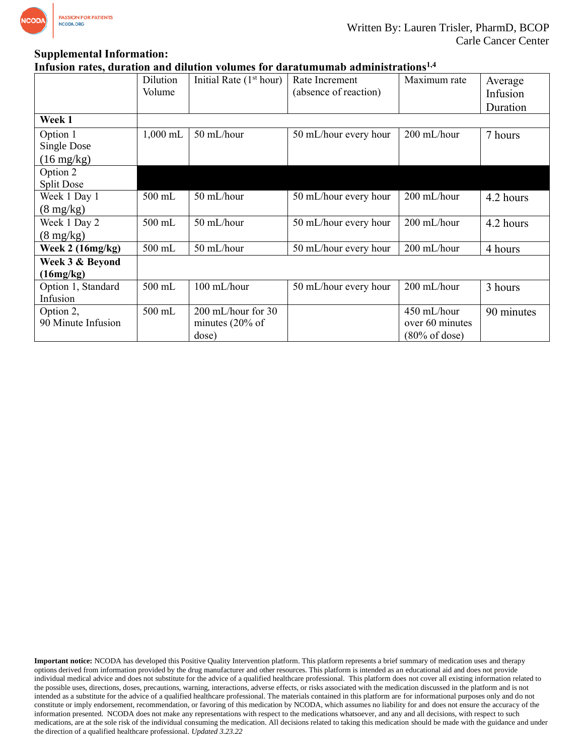**Supplemental Information:**

**Infusion rates, duration and dilution volumes for daratumumab administrations[1,4]**

| | Dilution Volume | Initial Rate (1st hour) | Rate Increment (absence of reaction) | Maximum rate | Average Infusion Duration |
|---|---|---|---|---|---|
| **Week 1** | | | | | |
| Option 1 Single Dose (16 mg/kg) | 1,000 mL | 50 mL/hour | 50 mL/hour every hour | 200 mL/hour | 7 hours |
| Option 2 Split Dose | | | | | |
| Week 1 Day 1 (8 mg/kg) | 500 mL | 50 mL/hour | 50 mL/hour every hour | 200 mL/hour | 4.2 hours |
| Week 1 Day 2 (8 mg/kg) | 500 mL | 50 mL/hour | 50 mL/hour every hour | 200 mL/hour | 4.2 hours |
| **Week 2 (16mg/kg)** | 500 mL | 50 mL/hour | 50 mL/hour every hour | 200 mL/hour | 4 hours |
| **Week 3 & Beyond (16mg/kg)** | | | | | |
| Option 1, Standard Infusion | 500 mL | 100 mL/hour | 50 mL/hour every hour | 200 mL/hour | 3 hours |
| Option 2, 90 Minute Infusion | 500 mL | 200 mL/hour for 30 minutes (20% of dose) | | 450 mL/hour over 60 minutes (80% of dose) | 90 minutes |

**Important notice:** NCODA has developed this Positive Quality Intervention platform. This platform represents a brief summary of medication uses and therapy options derived from information provided by the drug manufacturer and other resources. This platform is intended as an educational aid and does not provide individual medical advice and does not substitute for the advice of a qualified healthcare professional. This platform does not cover all existing information related to the possible uses, directions, doses, precautions, warning, interactions, adverse effects, or risks associated with the medication discussed in the platform and is not intended as a substitute for the advice of a qualified healthcare professional. The materials contained in this platform are for informational purposes only and do not constitute or imply endorsement, recommendation, or favoring of this medication by NCODA, which assumes no liability for and does not ensure the accuracy of the information presented. NCODA does not make any representations with respect to the medications whatsoever, and any and all decisions, with respect to such medications, are at the sole risk of the individual consuming the medication. All decisions related to taking this medication should be made with the guidance and under the direction of a qualified healthcare professional. *Updated 3.23.22*